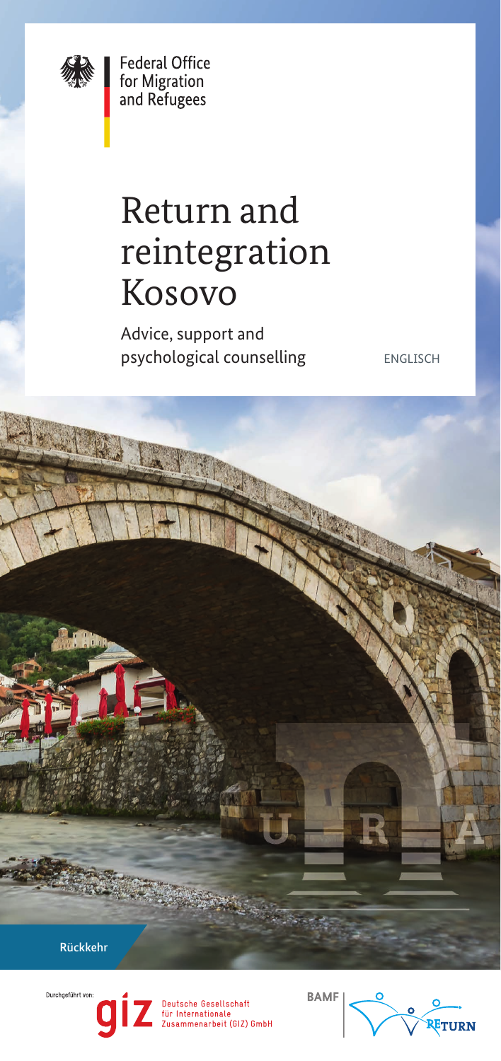Federal Office for Migration and Refugees

# Return and reintegration Kosovo

Advice, support and psychological counselling

ENGLISCH

URA

Rückkehr

Durchgeführt von:

Deutsche Gesellschaft für Internationale Zusammenarbeit (GIZ) GmbH

BAMF | RETURN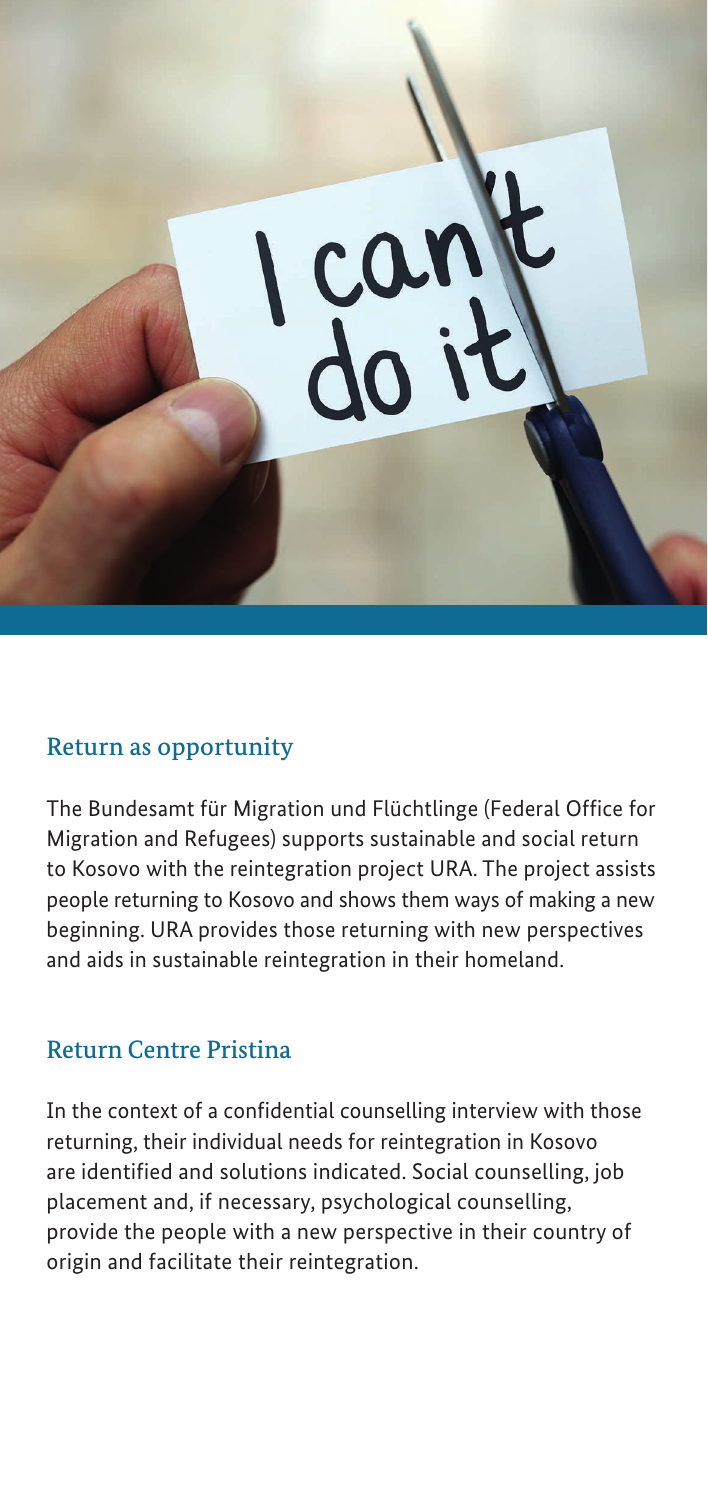## Return as opportunity

The Bundesamt für Migration und Flüchtlinge (Federal Office for Migration and Refugees) supports sustainable and social return to Kosovo with the reintegration project URA. The project assists people returning to Kosovo and shows them ways of making a new beginning. URA provides those returning with new perspectives and aids in sustainable reintegration in their homeland.

## Return Centre Pristina

In the context of a confidential counselling interview with those returning, their individual needs for reintegration in Kosovo are identified and solutions indicated. Social counselling, job placement and, if necessary, psychological counselling, provide the people with a new perspective in their country of origin and facilitate their reintegration.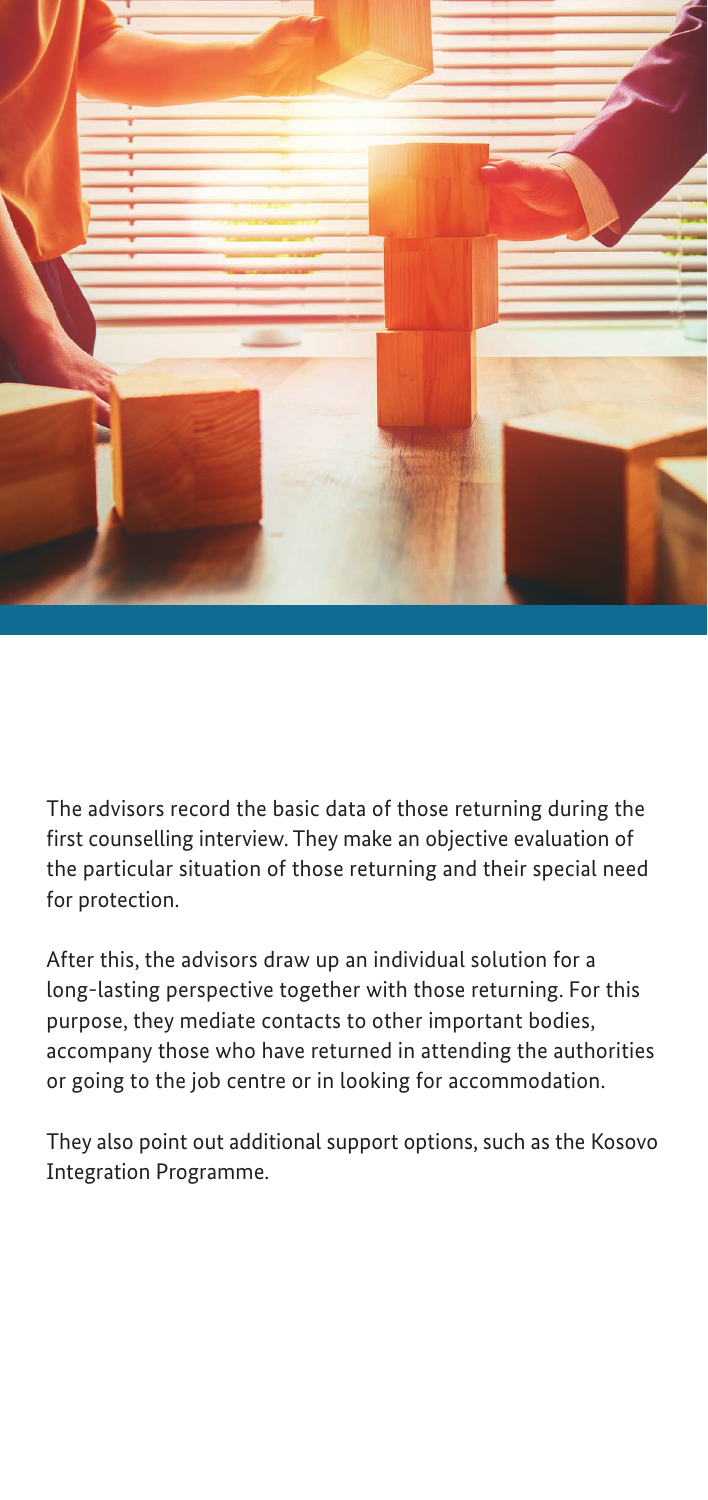The advisors record the basic data of those returning during the first counselling interview. They make an objective evaluation of the particular situation of those returning and their special need for protection.

After this, the advisors draw up an individual solution for a long-lasting perspective together with those returning. For this purpose, they mediate contacts to other important bodies, accompany those who have returned in attending the authorities or going to the job centre or in looking for accommodation.

They also point out additional support options, such as the Kosovo Integration Programme.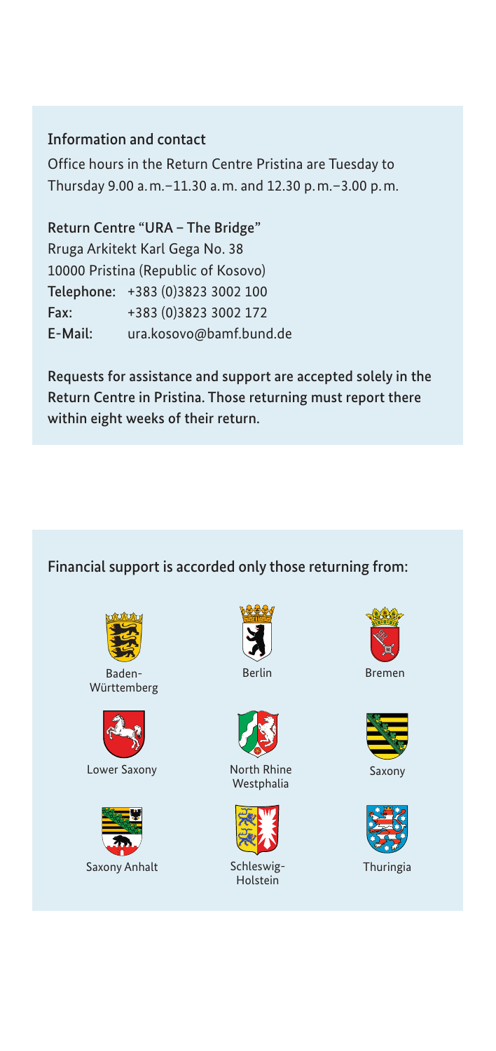## Information and contact

Office hours in the Return Centre Pristina are Tuesday to Thursday 9.00 a.m.–11.30 a.m. and 12.30 p.m.–3.00 p.m.

**Return Centre "URA – The Bridge"**
Rruga Arkitekt Karl Gega No. 38
10000 Pristina (Republic of Kosovo)
**Telephone:** +383 (0)3823 3002 100
**Fax:** +383 (0)3823 3002 172
**E-Mail:** ura.kosovo@bamf.bund.de

**Requests for assistance and support are accepted solely in the Return Centre in Pristina. Those returning must report there within eight weeks of their return.**

## Financial support is accorded only those returning from:

- Baden-Württemberg
- Berlin
- Bremen
- Lower Saxony
- North Rhine Westphalia
- Saxony
- Saxony Anhalt
- Schleswig-Holstein
- Thuringia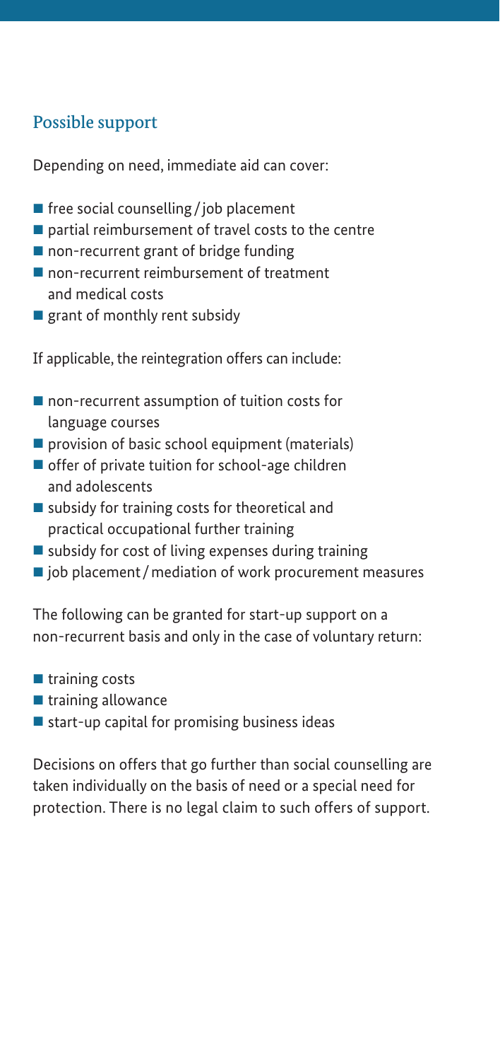## Possible support

Depending on need, immediate aid can cover:

- free social counselling / job placement
- partial reimbursement of travel costs to the centre
- non-recurrent grant of bridge funding
- non-recurrent reimbursement of treatment and medical costs
- grant of monthly rent subsidy

If applicable, the reintegration offers can include:

- non-recurrent assumption of tuition costs for language courses
- provision of basic school equipment (materials)
- offer of private tuition for school-age children and adolescents
- subsidy for training costs for theoretical and practical occupational further training
- subsidy for cost of living expenses during training
- job placement / mediation of work procurement measures

The following can be granted for start-up support on a non-recurrent basis and only in the case of voluntary return:

- training costs
- training allowance
- start-up capital for promising business ideas

Decisions on offers that go further than social counselling are taken individually on the basis of need or a special need for protection. There is no legal claim to such offers of support.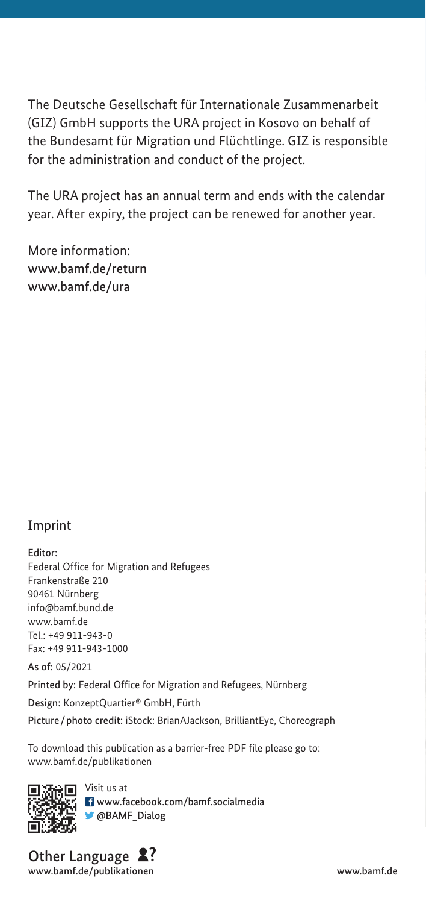The Deutsche Gesellschaft für Internationale Zusammenarbeit (GIZ) GmbH supports the URA project in Kosovo on behalf of the Bundesamt für Migration und Flüchtlinge. GIZ is responsible for the administration and conduct of the project.

The URA project has an annual term and ends with the calendar year. After expiry, the project can be renewed for another year.

More information:
www.bamf.de/return
www.bamf.de/ura

## Imprint

**Editor:**
Federal Office for Migration and Refugees
Frankenstraße 210
90461 Nürnberg
info@bamf.bund.de
www.bamf.de
Tel.: +49 911-943-0
Fax: +49 911-943-1000

**As of:** 05/2021

**Printed by:** Federal Office for Migration and Refugees, Nürnberg

**Design:** KonzeptQuartier® GmbH, Fürth

**Picture / photo credit:** iStock: BrianAJackson, BrilliantEye, Choreograph

To download this publication as a barrier-free PDF file please go to:
www.bamf.de/publikationen

Visit us at
www.facebook.com/bamf.socialmedia
@BAMF_Dialog

**Other Language**
www.bamf.de/publikationen

www.bamf.de